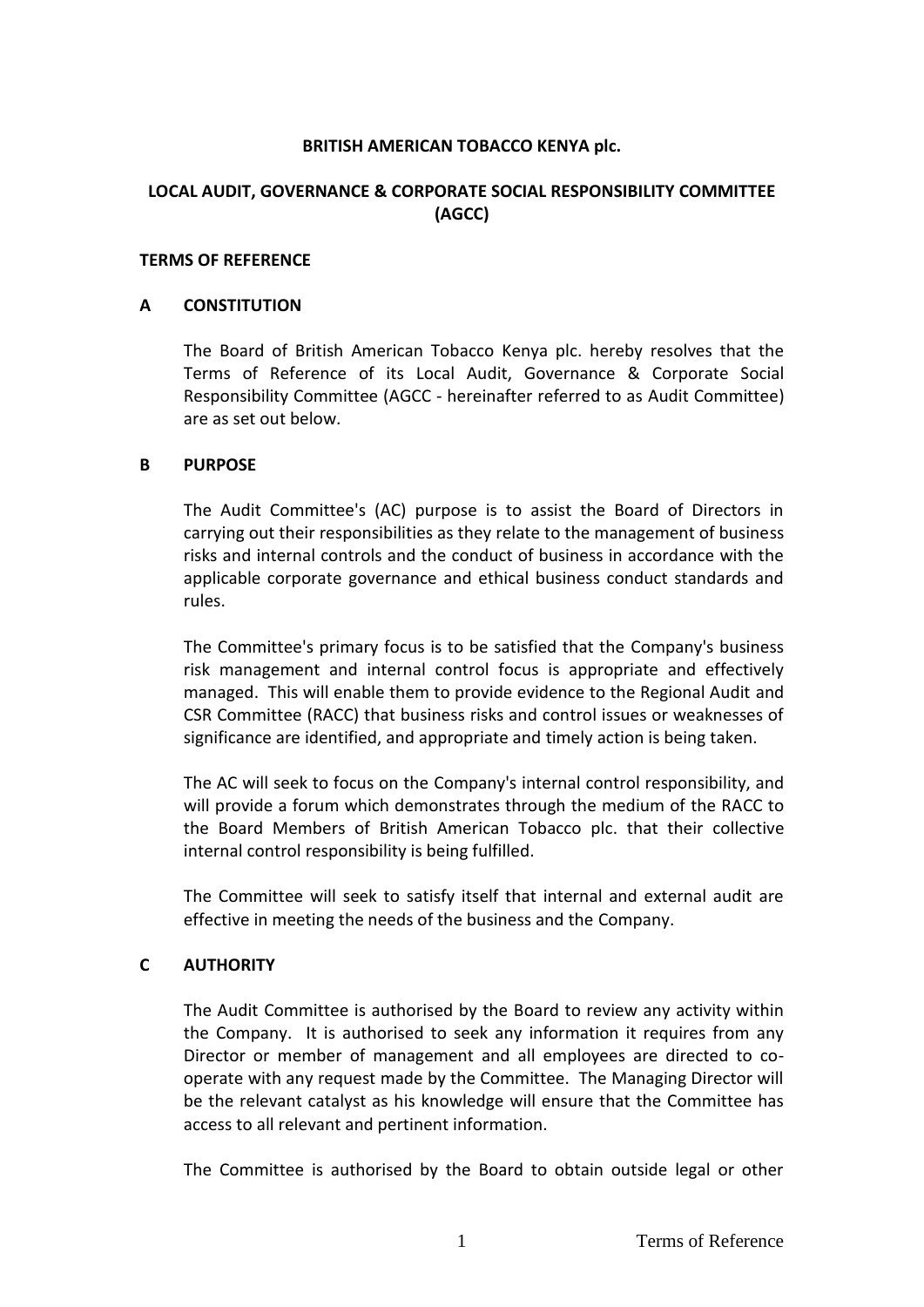**BRITISH AMERICAN TOBACCO KENYA plc.**

**LOCAL AUDIT, GOVERNANCE & CORPORATE SOCIAL RESPONSIBILITY COMMITTEE (AGCC)**

**TERMS OF REFERENCE**

## A CONSTITUTION

The Board of British American Tobacco Kenya plc. hereby resolves that the Terms of Reference of its Local Audit, Governance & Corporate Social Responsibility Committee (AGCC - hereinafter referred to as Audit Committee) are as set out below.

## B PURPOSE

The Audit Committee's (AC) purpose is to assist the Board of Directors in carrying out their responsibilities as they relate to the management of business risks and internal controls and the conduct of business in accordance with the applicable corporate governance and ethical business conduct standards and rules.

The Committee's primary focus is to be satisfied that the Company's business risk management and internal control focus is appropriate and effectively managed. This will enable them to provide evidence to the Regional Audit and CSR Committee (RACC) that business risks and control issues or weaknesses of significance are identified, and appropriate and timely action is being taken.

The AC will seek to focus on the Company's internal control responsibility, and will provide a forum which demonstrates through the medium of the RACC to the Board Members of British American Tobacco plc. that their collective internal control responsibility is being fulfilled.

The Committee will seek to satisfy itself that internal and external audit are effective in meeting the needs of the business and the Company.

## C AUTHORITY

The Audit Committee is authorised by the Board to review any activity within the Company. It is authorised to seek any information it requires from any Director or member of management and all employees are directed to co-operate with any request made by the Committee. The Managing Director will be the relevant catalyst as his knowledge will ensure that the Committee has access to all relevant and pertinent information.

The Committee is authorised by the Board to obtain outside legal or other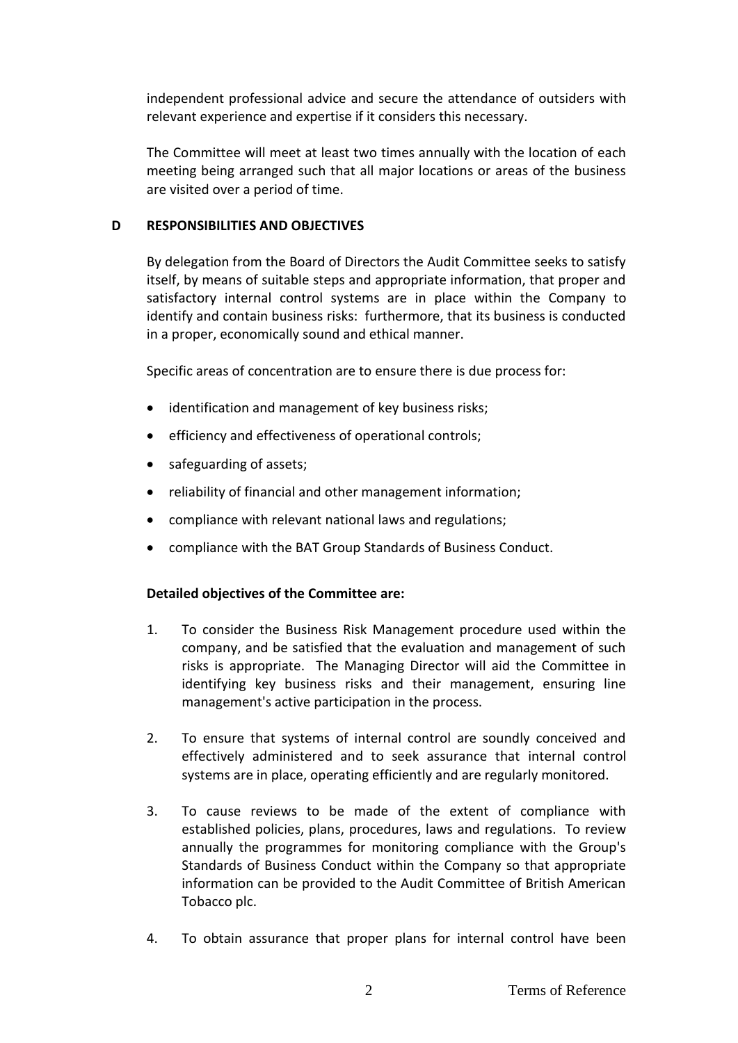independent professional advice and secure the attendance of outsiders with relevant experience and expertise if it considers this necessary.

The Committee will meet at least two times annually with the location of each meeting being arranged such that all major locations or areas of the business are visited over a period of time.

## D RESPONSIBILITIES AND OBJECTIVES

By delegation from the Board of Directors the Audit Committee seeks to satisfy itself, by means of suitable steps and appropriate information, that proper and satisfactory internal control systems are in place within the Company to identify and contain business risks: furthermore, that its business is conducted in a proper, economically sound and ethical manner.

Specific areas of concentration are to ensure there is due process for:

- identification and management of key business risks;
- efficiency and effectiveness of operational controls;
- safeguarding of assets;
- reliability of financial and other management information;
- compliance with relevant national laws and regulations;
- compliance with the BAT Group Standards of Business Conduct.

**Detailed objectives of the Committee are:**

1. To consider the Business Risk Management procedure used within the company, and be satisfied that the evaluation and management of such risks is appropriate. The Managing Director will aid the Committee in identifying key business risks and their management, ensuring line management's active participation in the process.

2. To ensure that systems of internal control are soundly conceived and effectively administered and to seek assurance that internal control systems are in place, operating efficiently and are regularly monitored.

3. To cause reviews to be made of the extent of compliance with established policies, plans, procedures, laws and regulations. To review annually the programmes for monitoring compliance with the Group's Standards of Business Conduct within the Company so that appropriate information can be provided to the Audit Committee of British American Tobacco plc.

4. To obtain assurance that proper plans for internal control have been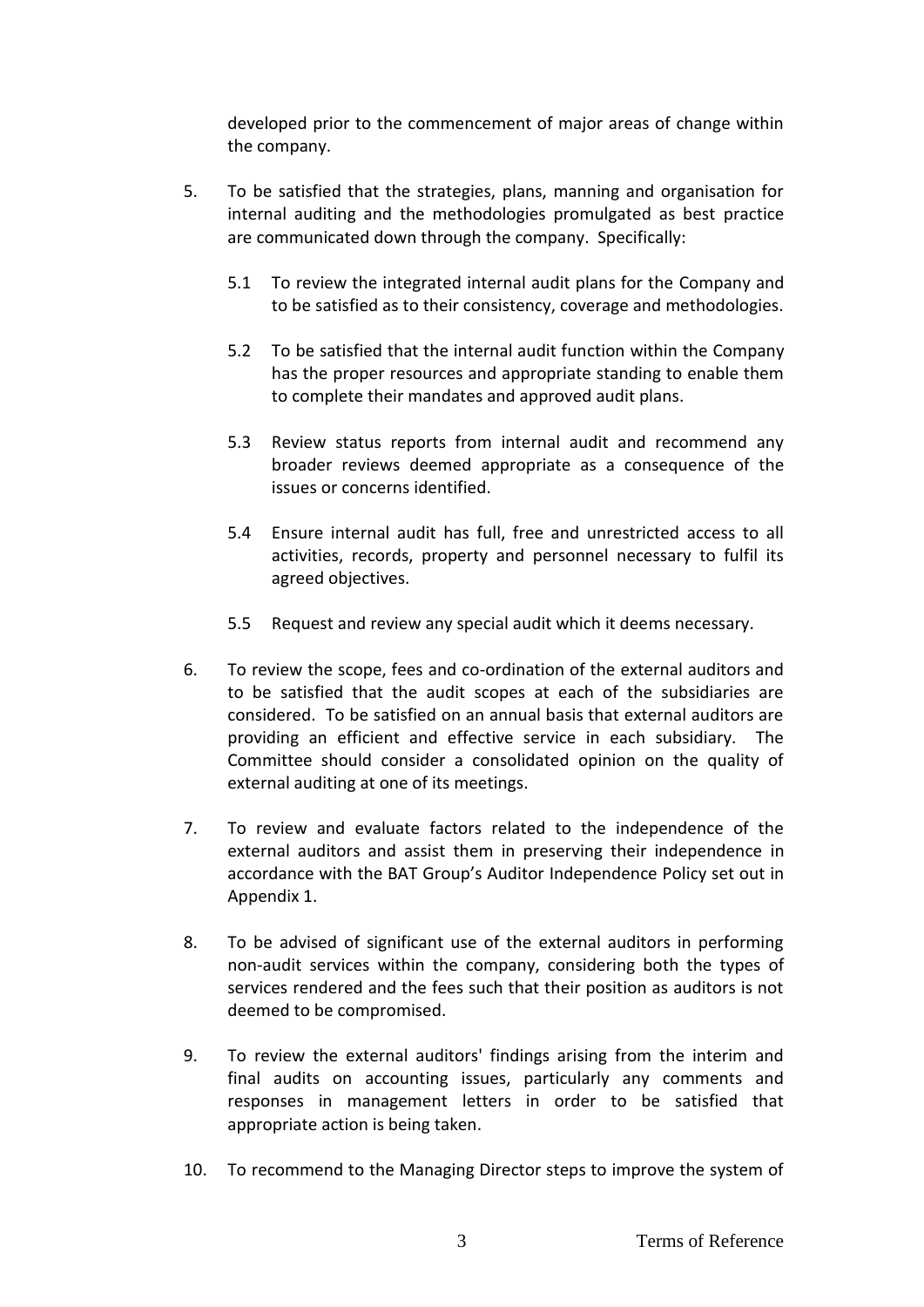developed prior to the commencement of major areas of change within the company.

5. To be satisfied that the strategies, plans, manning and organisation for internal auditing and the methodologies promulgated as best practice are communicated down through the company. Specifically:

   5.1 To review the integrated internal audit plans for the Company and to be satisfied as to their consistency, coverage and methodologies.

   5.2 To be satisfied that the internal audit function within the Company has the proper resources and appropriate standing to enable them to complete their mandates and approved audit plans.

   5.3 Review status reports from internal audit and recommend any broader reviews deemed appropriate as a consequence of the issues or concerns identified.

   5.4 Ensure internal audit has full, free and unrestricted access to all activities, records, property and personnel necessary to fulfil its agreed objectives.

   5.5 Request and review any special audit which it deems necessary.

6. To review the scope, fees and co-ordination of the external auditors and to be satisfied that the audit scopes at each of the subsidiaries are considered. To be satisfied on an annual basis that external auditors are providing an efficient and effective service in each subsidiary. The Committee should consider a consolidated opinion on the quality of external auditing at one of its meetings.

7. To review and evaluate factors related to the independence of the external auditors and assist them in preserving their independence in accordance with the BAT Group's Auditor Independence Policy set out in Appendix 1.

8. To be advised of significant use of the external auditors in performing non-audit services within the company, considering both the types of services rendered and the fees such that their position as auditors is not deemed to be compromised.

9. To review the external auditors' findings arising from the interim and final audits on accounting issues, particularly any comments and responses in management letters in order to be satisfied that appropriate action is being taken.

10. To recommend to the Managing Director steps to improve the system of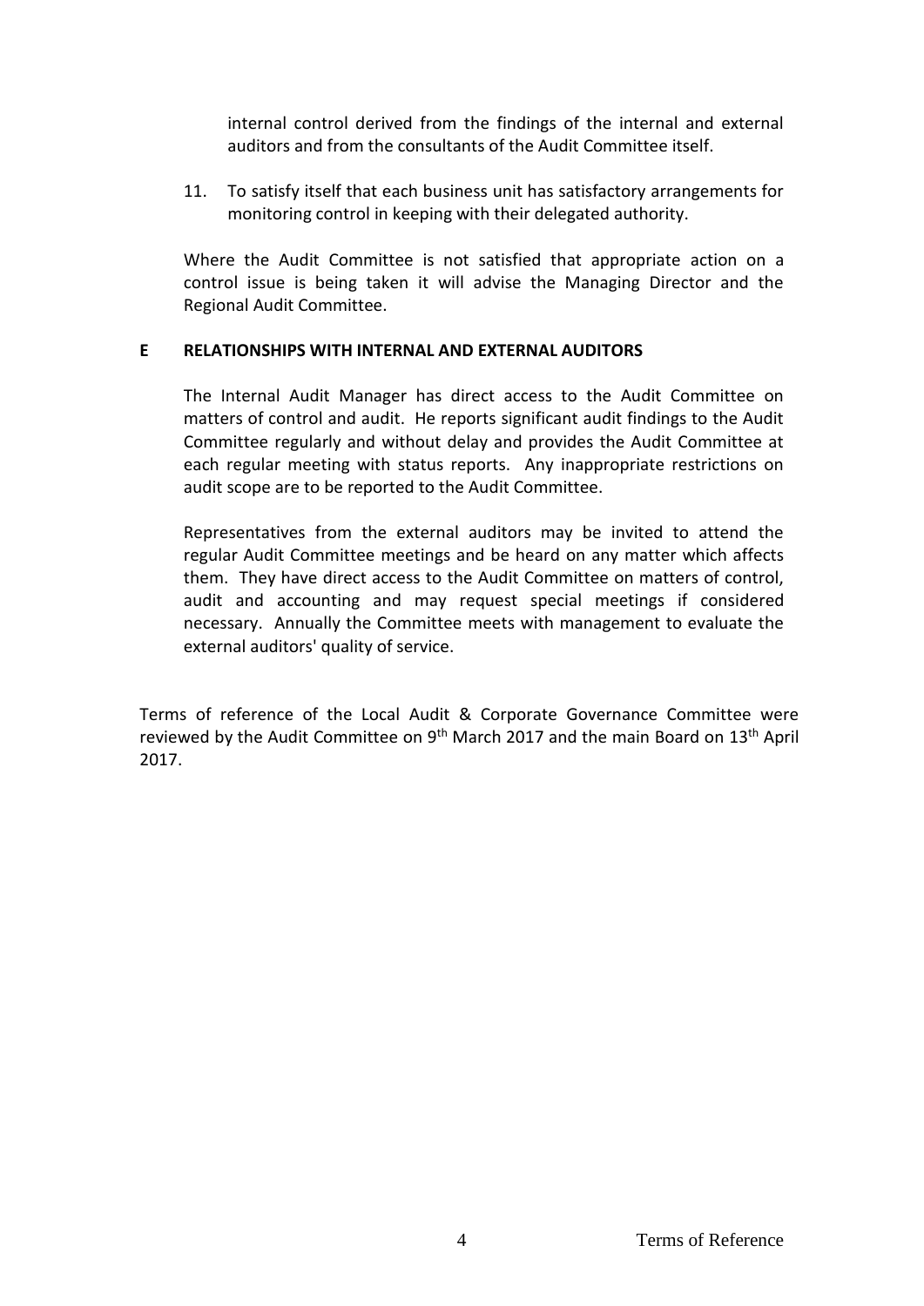internal control derived from the findings of the internal and external auditors and from the consultants of the Audit Committee itself.

11. To satisfy itself that each business unit has satisfactory arrangements for monitoring control in keeping with their delegated authority.

Where the Audit Committee is not satisfied that appropriate action on a control issue is being taken it will advise the Managing Director and the Regional Audit Committee.

**E RELATIONSHIPS WITH INTERNAL AND EXTERNAL AUDITORS**

The Internal Audit Manager has direct access to the Audit Committee on matters of control and audit. He reports significant audit findings to the Audit Committee regularly and without delay and provides the Audit Committee at each regular meeting with status reports. Any inappropriate restrictions on audit scope are to be reported to the Audit Committee.

Representatives from the external auditors may be invited to attend the regular Audit Committee meetings and be heard on any matter which affects them. They have direct access to the Audit Committee on matters of control, audit and accounting and may request special meetings if considered necessary. Annually the Committee meets with management to evaluate the external auditors' quality of service.

Terms of reference of the Local Audit & Corporate Governance Committee were reviewed by the Audit Committee on 9th March 2017 and the main Board on 13th April 2017.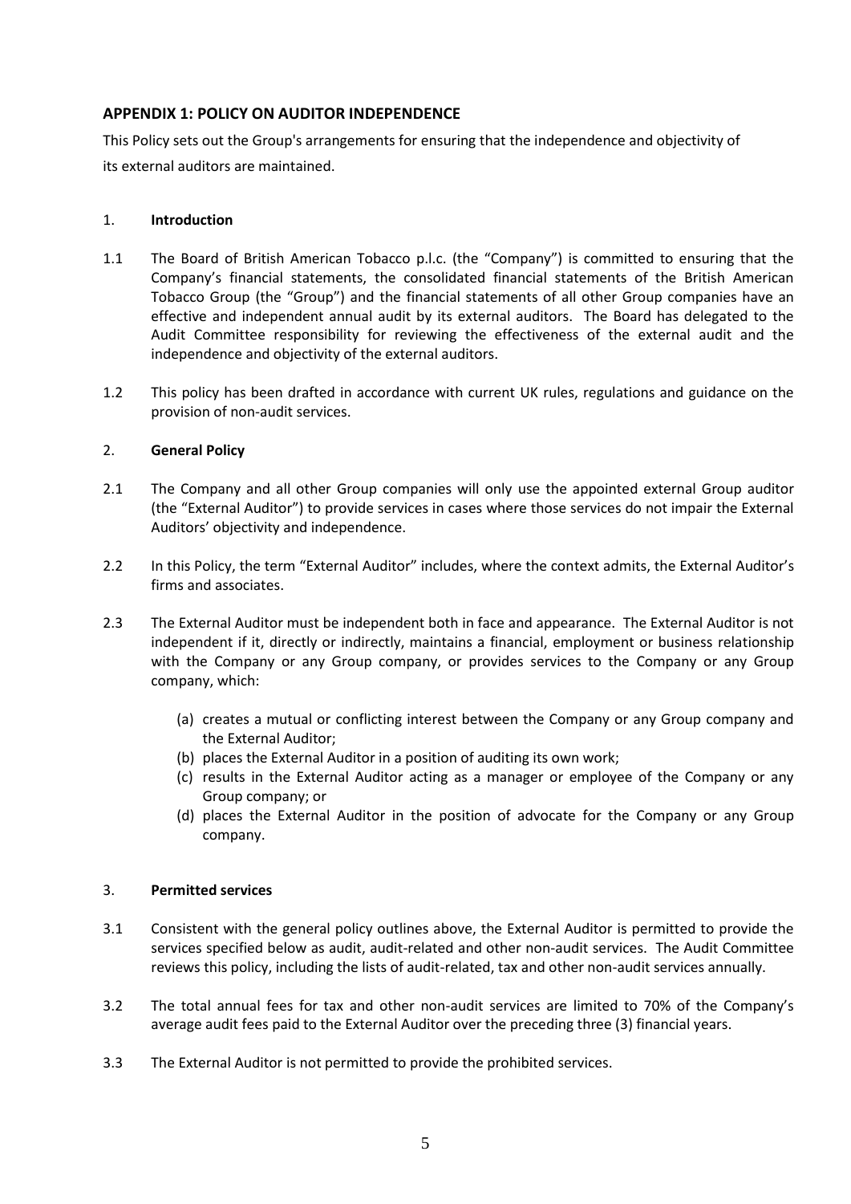## APPENDIX 1: POLICY ON AUDITOR INDEPENDENCE

This Policy sets out the Group's arrangements for ensuring that the independence and objectivity of its external auditors are maintained.

### 1. Introduction

1.1 The Board of British American Tobacco p.l.c. (the "Company") is committed to ensuring that the Company's financial statements, the consolidated financial statements of the British American Tobacco Group (the "Group") and the financial statements of all other Group companies have an effective and independent annual audit by its external auditors. The Board has delegated to the Audit Committee responsibility for reviewing the effectiveness of the external audit and the independence and objectivity of the external auditors.

1.2 This policy has been drafted in accordance with current UK rules, regulations and guidance on the provision of non-audit services.

### 2. General Policy

2.1 The Company and all other Group companies will only use the appointed external Group auditor (the "External Auditor") to provide services in cases where those services do not impair the External Auditors' objectivity and independence.

2.2 In this Policy, the term "External Auditor" includes, where the context admits, the External Auditor's firms and associates.

2.3 The External Auditor must be independent both in face and appearance. The External Auditor is not independent if it, directly or indirectly, maintains a financial, employment or business relationship with the Company or any Group company, or provides services to the Company or any Group company, which:

(a) creates a mutual or conflicting interest between the Company or any Group company and the External Auditor;
(b) places the External Auditor in a position of auditing its own work;
(c) results in the External Auditor acting as a manager or employee of the Company or any Group company; or
(d) places the External Auditor in the position of advocate for the Company or any Group company.

### 3. Permitted services

3.1 Consistent with the general policy outlines above, the External Auditor is permitted to provide the services specified below as audit, audit-related and other non-audit services. The Audit Committee reviews this policy, including the lists of audit-related, tax and other non-audit services annually.

3.2 The total annual fees for tax and other non-audit services are limited to 70% of the Company's average audit fees paid to the External Auditor over the preceding three (3) financial years.

3.3 The External Auditor is not permitted to provide the prohibited services.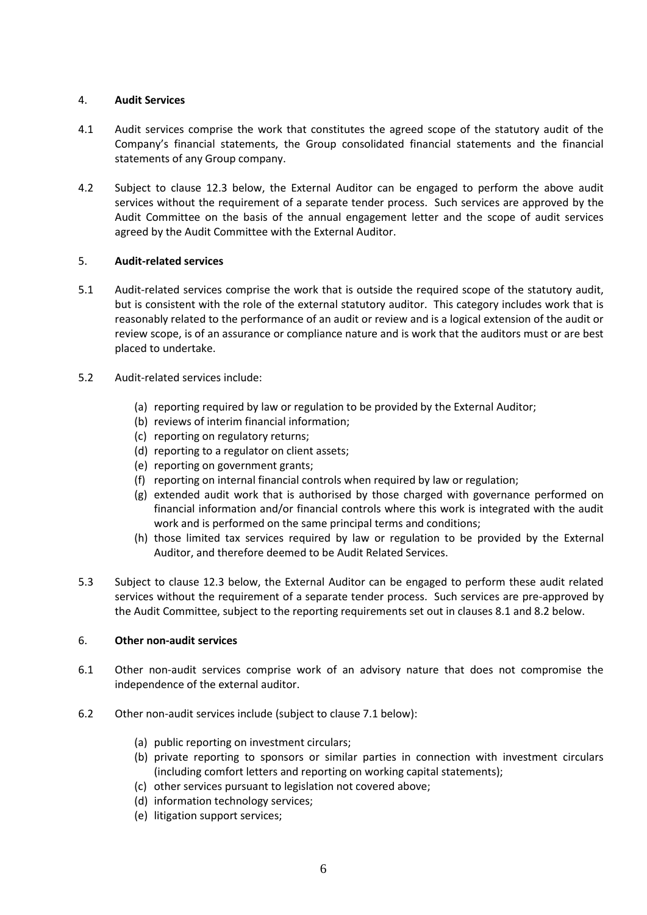## 4. **Audit Services**

4.1 Audit services comprise the work that constitutes the agreed scope of the statutory audit of the Company's financial statements, the Group consolidated financial statements and the financial statements of any Group company.

4.2 Subject to clause 12.3 below, the External Auditor can be engaged to perform the above audit services without the requirement of a separate tender process. Such services are approved by the Audit Committee on the basis of the annual engagement letter and the scope of audit services agreed by the Audit Committee with the External Auditor.

## 5. **Audit-related services**

5.1 Audit-related services comprise the work that is outside the required scope of the statutory audit, but is consistent with the role of the external statutory auditor. This category includes work that is reasonably related to the performance of an audit or review and is a logical extension of the audit or review scope, is of an assurance or compliance nature and is work that the auditors must or are best placed to undertake.

5.2 Audit-related services include:

- (a) reporting required by law or regulation to be provided by the External Auditor;
- (b) reviews of interim financial information;
- (c) reporting on regulatory returns;
- (d) reporting to a regulator on client assets;
- (e) reporting on government grants;
- (f) reporting on internal financial controls when required by law or regulation;
- (g) extended audit work that is authorised by those charged with governance performed on financial information and/or financial controls where this work is integrated with the audit work and is performed on the same principal terms and conditions;
- (h) those limited tax services required by law or regulation to be provided by the External Auditor, and therefore deemed to be Audit Related Services.

5.3 Subject to clause 12.3 below, the External Auditor can be engaged to perform these audit related services without the requirement of a separate tender process. Such services are pre-approved by the Audit Committee, subject to the reporting requirements set out in clauses 8.1 and 8.2 below.

## 6. **Other non-audit services**

6.1 Other non-audit services comprise work of an advisory nature that does not compromise the independence of the external auditor.

6.2 Other non-audit services include (subject to clause 7.1 below):

- (a) public reporting on investment circulars;
- (b) private reporting to sponsors or similar parties in connection with investment circulars (including comfort letters and reporting on working capital statements);
- (c) other services pursuant to legislation not covered above;
- (d) information technology services;
- (e) litigation support services;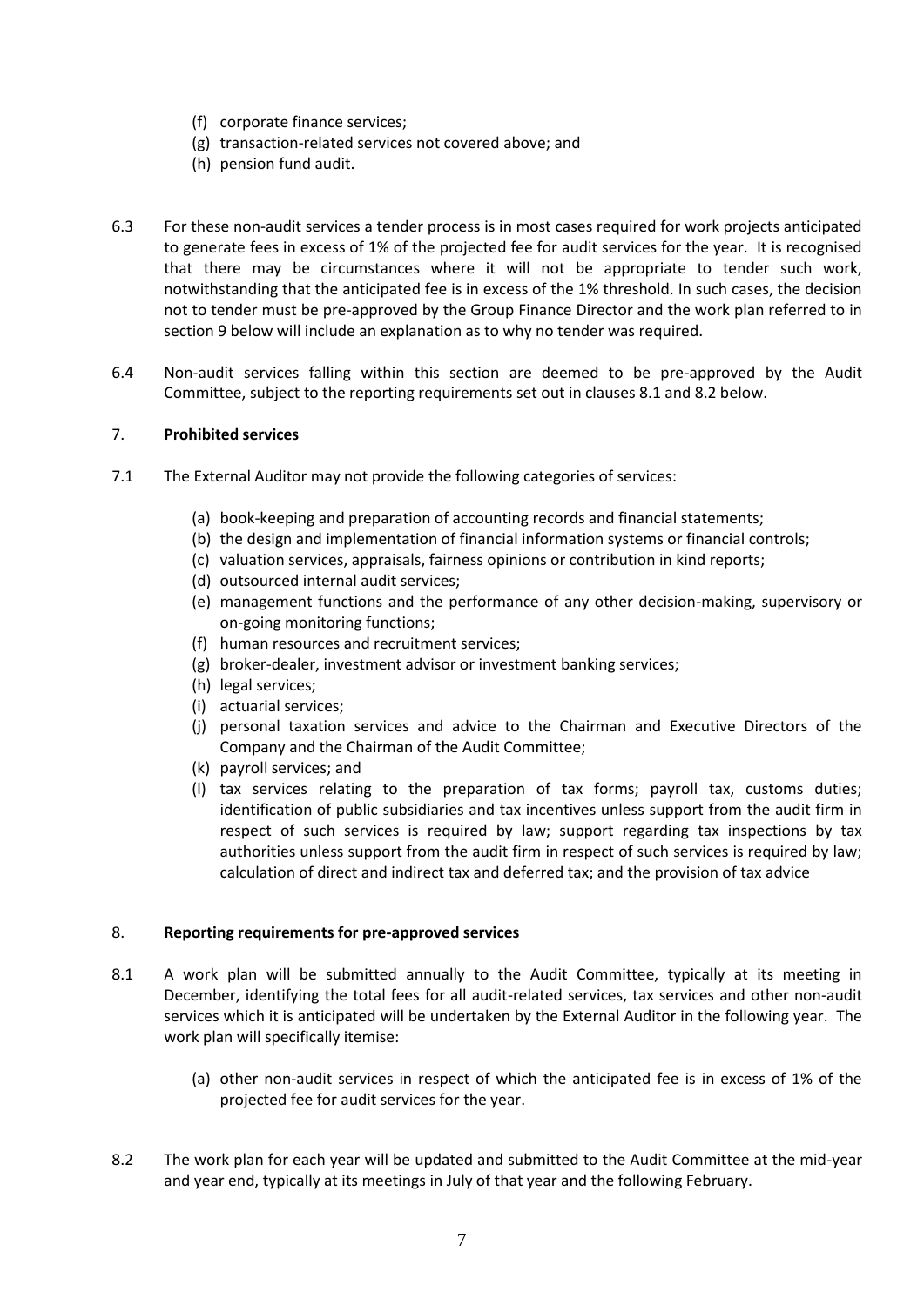(f) corporate finance services;
(g) transaction-related services not covered above; and
(h) pension fund audit.

6.3 For these non-audit services a tender process is in most cases required for work projects anticipated to generate fees in excess of 1% of the projected fee for audit services for the year. It is recognised that there may be circumstances where it will not be appropriate to tender such work, notwithstanding that the anticipated fee is in excess of the 1% threshold. In such cases, the decision not to tender must be pre-approved by the Group Finance Director and the work plan referred to in section 9 below will include an explanation as to why no tender was required.

6.4 Non-audit services falling within this section are deemed to be pre-approved by the Audit Committee, subject to the reporting requirements set out in clauses 8.1 and 8.2 below.

## 7. **Prohibited services**

7.1 The External Auditor may not provide the following categories of services:

(a) book-keeping and preparation of accounting records and financial statements;
(b) the design and implementation of financial information systems or financial controls;
(c) valuation services, appraisals, fairness opinions or contribution in kind reports;
(d) outsourced internal audit services;
(e) management functions and the performance of any other decision-making, supervisory or on-going monitoring functions;
(f) human resources and recruitment services;
(g) broker-dealer, investment advisor or investment banking services;
(h) legal services;
(i) actuarial services;
(j) personal taxation services and advice to the Chairman and Executive Directors of the Company and the Chairman of the Audit Committee;
(k) payroll services; and
(l) tax services relating to the preparation of tax forms; payroll tax, customs duties; identification of public subsidiaries and tax incentives unless support from the audit firm in respect of such services is required by law; support regarding tax inspections by tax authorities unless support from the audit firm in respect of such services is required by law; calculation of direct and indirect tax and deferred tax; and the provision of tax advice

## 8. **Reporting requirements for pre-approved services**

8.1 A work plan will be submitted annually to the Audit Committee, typically at its meeting in December, identifying the total fees for all audit-related services, tax services and other non-audit services which it is anticipated will be undertaken by the External Auditor in the following year. The work plan will specifically itemise:

(a) other non-audit services in respect of which the anticipated fee is in excess of 1% of the projected fee for audit services for the year.

8.2 The work plan for each year will be updated and submitted to the Audit Committee at the mid-year and year end, typically at its meetings in July of that year and the following February.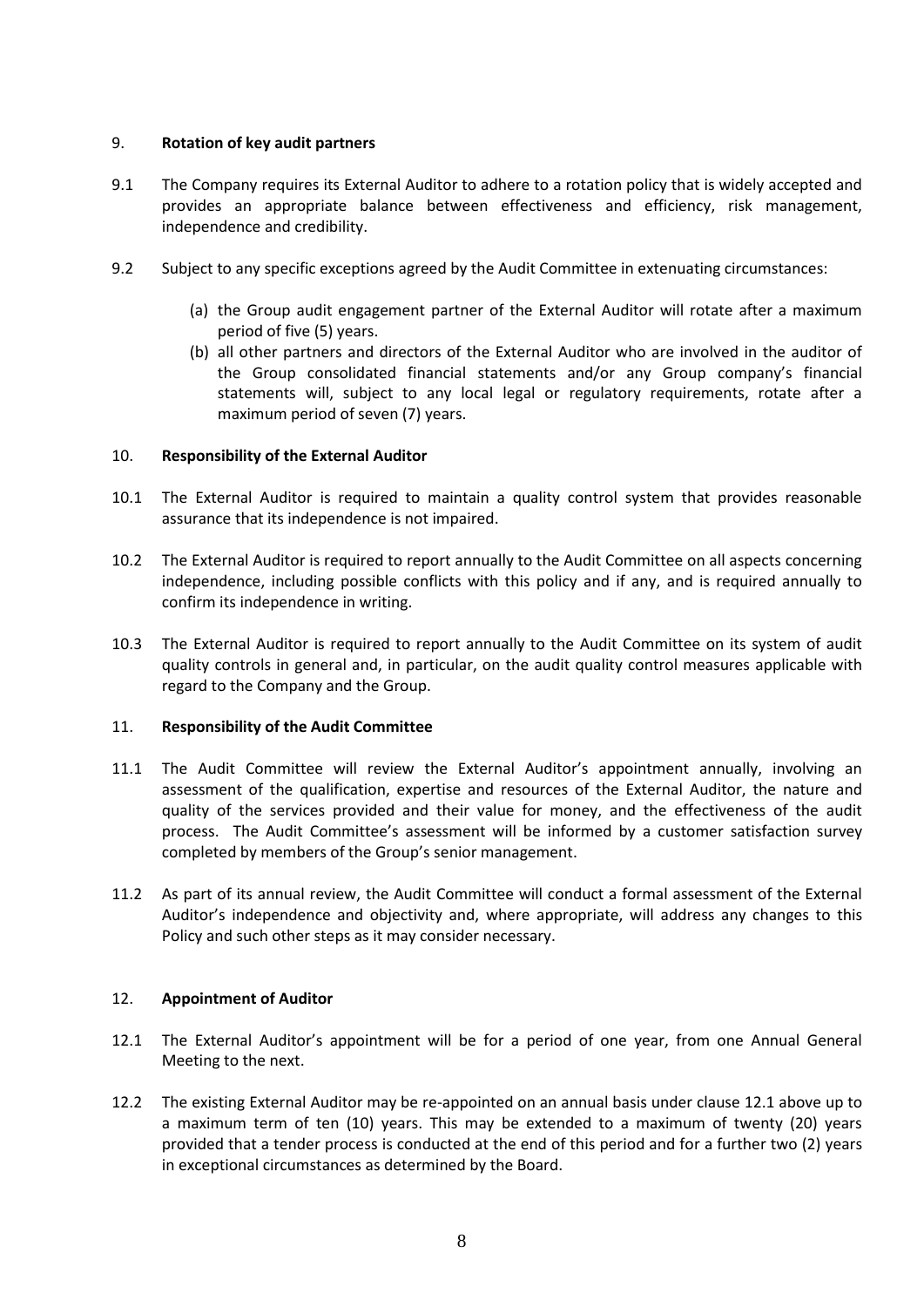## 9. **Rotation of key audit partners**

9.1 The Company requires its External Auditor to adhere to a rotation policy that is widely accepted and provides an appropriate balance between effectiveness and efficiency, risk management, independence and credibility.

9.2 Subject to any specific exceptions agreed by the Audit Committee in extenuating circumstances:

(a) the Group audit engagement partner of the External Auditor will rotate after a maximum period of five (5) years.

(b) all other partners and directors of the External Auditor who are involved in the auditor of the Group consolidated financial statements and/or any Group company's financial statements will, subject to any local legal or regulatory requirements, rotate after a maximum period of seven (7) years.

## 10. **Responsibility of the External Auditor**

10.1 The External Auditor is required to maintain a quality control system that provides reasonable assurance that its independence is not impaired.

10.2 The External Auditor is required to report annually to the Audit Committee on all aspects concerning independence, including possible conflicts with this policy and if any, and is required annually to confirm its independence in writing.

10.3 The External Auditor is required to report annually to the Audit Committee on its system of audit quality controls in general and, in particular, on the audit quality control measures applicable with regard to the Company and the Group.

## 11. **Responsibility of the Audit Committee**

11.1 The Audit Committee will review the External Auditor's appointment annually, involving an assessment of the qualification, expertise and resources of the External Auditor, the nature and quality of the services provided and their value for money, and the effectiveness of the audit process. The Audit Committee's assessment will be informed by a customer satisfaction survey completed by members of the Group's senior management.

11.2 As part of its annual review, the Audit Committee will conduct a formal assessment of the External Auditor's independence and objectivity and, where appropriate, will address any changes to this Policy and such other steps as it may consider necessary.

## 12. **Appointment of Auditor**

12.1 The External Auditor's appointment will be for a period of one year, from one Annual General Meeting to the next.

12.2 The existing External Auditor may be re-appointed on an annual basis under clause 12.1 above up to a maximum term of ten (10) years. This may be extended to a maximum of twenty (20) years provided that a tender process is conducted at the end of this period and for a further two (2) years in exceptional circumstances as determined by the Board.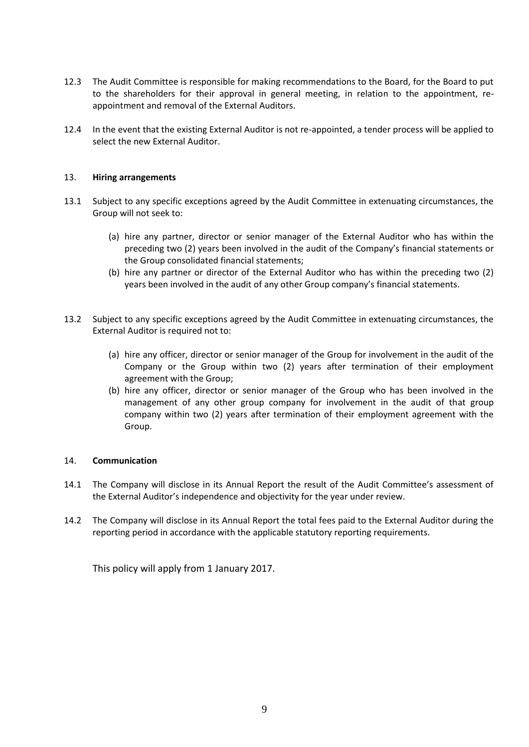12.3 The Audit Committee is responsible for making recommendations to the Board, for the Board to put to the shareholders for their approval in general meeting, in relation to the appointment, re-appointment and removal of the External Auditors.

12.4 In the event that the existing External Auditor is not re-appointed, a tender process will be applied to select the new External Auditor.

13. **Hiring arrangements**

13.1 Subject to any specific exceptions agreed by the Audit Committee in extenuating circumstances, the Group will not seek to:

(a) hire any partner, director or senior manager of the External Auditor who has within the preceding two (2) years been involved in the audit of the Company's financial statements or the Group consolidated financial statements;
(b) hire any partner or director of the External Auditor who has within the preceding two (2) years been involved in the audit of any other Group company's financial statements.

13.2 Subject to any specific exceptions agreed by the Audit Committee in extenuating circumstances, the External Auditor is required not to:

(a) hire any officer, director or senior manager of the Group for involvement in the audit of the Company or the Group within two (2) years after termination of their employment agreement with the Group;
(b) hire any officer, director or senior manager of the Group who has been involved in the management of any other group company for involvement in the audit of that group company within two (2) years after termination of their employment agreement with the Group.

14. **Communication**

14.1 The Company will disclose in its Annual Report the result of the Audit Committee's assessment of the External Auditor's independence and objectivity for the year under review.

14.2 The Company will disclose in its Annual Report the total fees paid to the External Auditor during the reporting period in accordance with the applicable statutory reporting requirements.

This policy will apply from 1 January 2017.